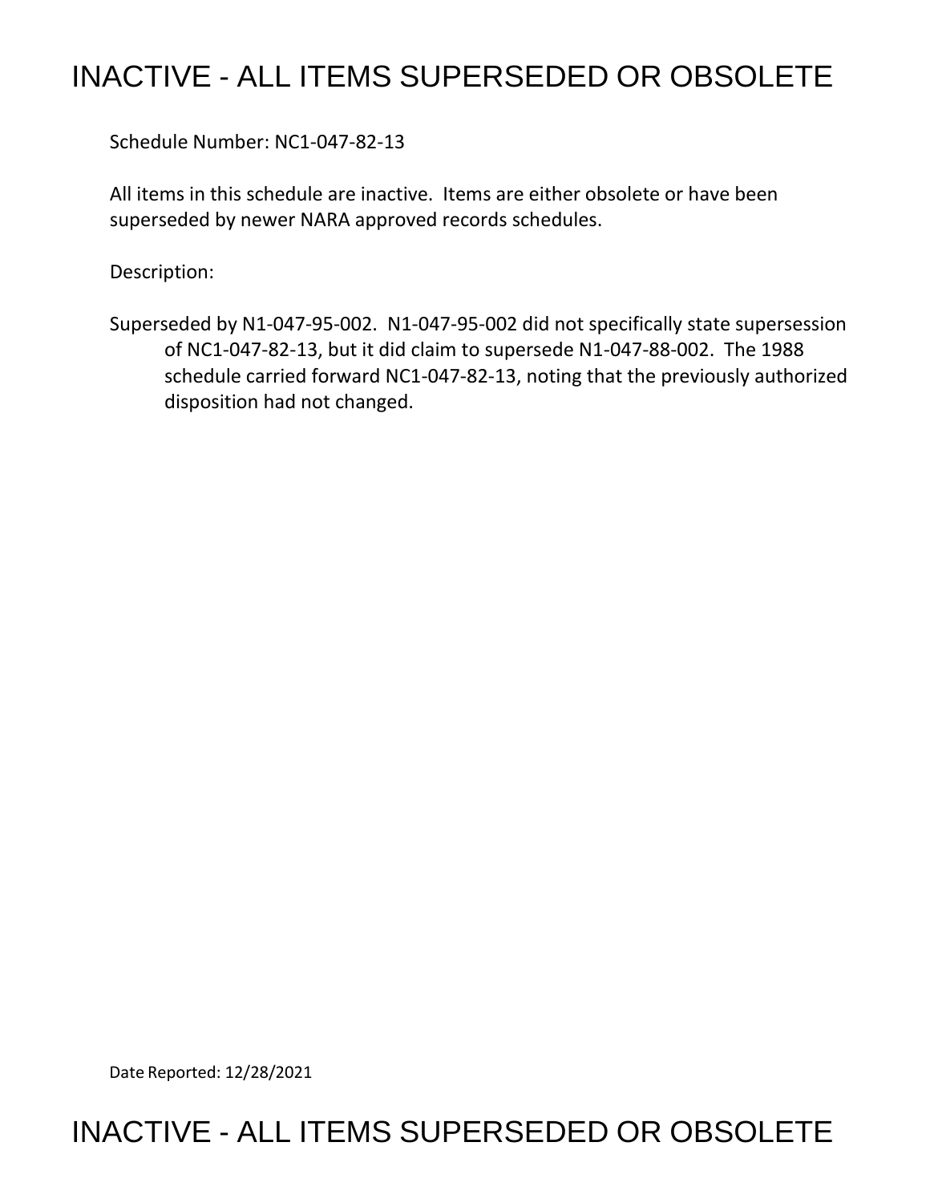# INACTIVE - ALL ITEMS SUPERSEDED OR OBSOLETE

Schedule Number: NC1-047-82-13

All items in this schedule are inactive. Items are either obsolete or have been superseded by newer NARA approved records schedules.

Description:

Superseded by N1-047-95-002. N1-047-95-002 did not specifically state supersession of NC1-047-82-13, but it did claim to supersede N1-047-88-002. The 1988 schedule carried forward NC1-047-82-13, noting that the previously authorized disposition had not changed.

Date Reported: 12/28/2021

# INACTIVE - ALL ITEMS SUPERSEDED OR OBSOLETE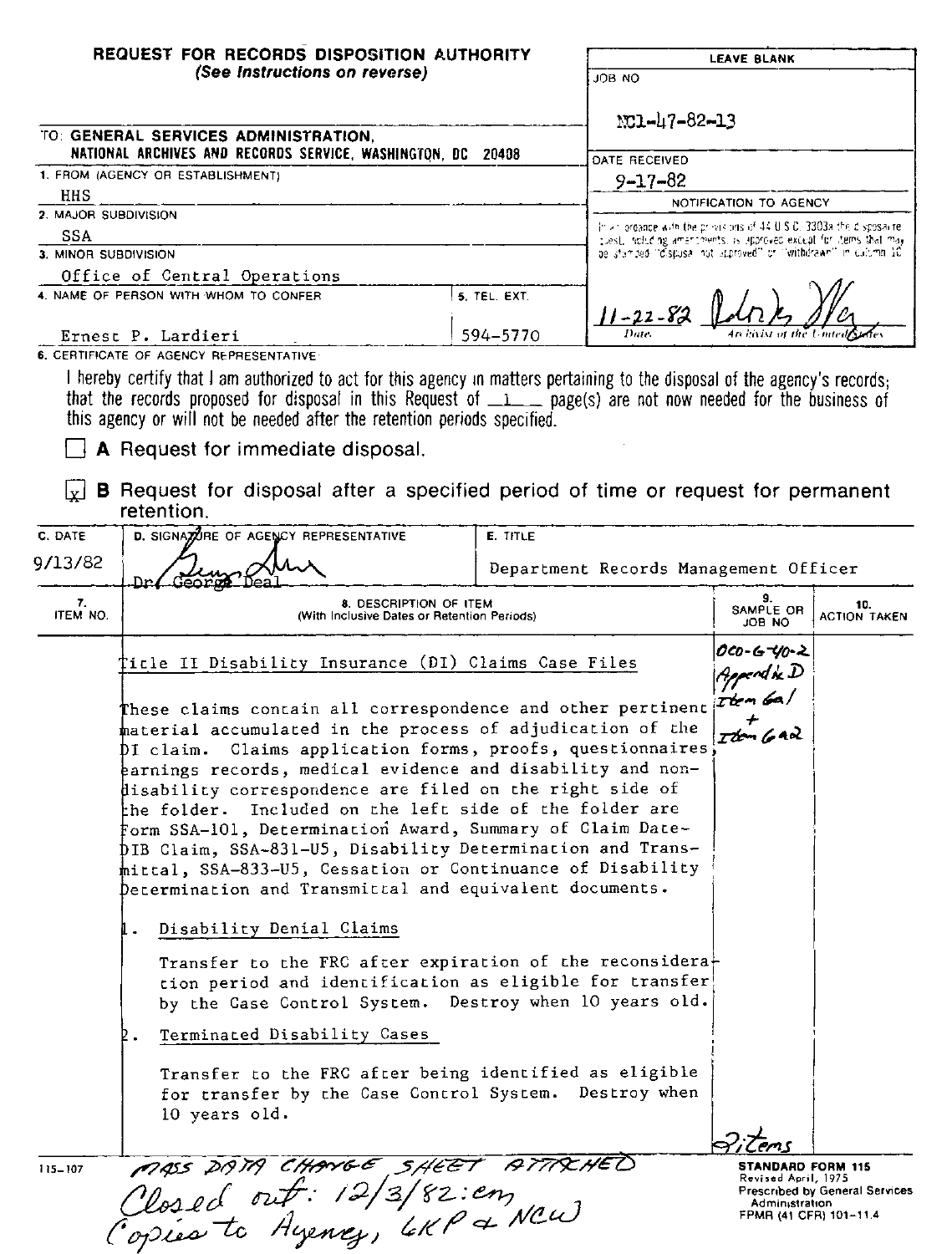**REQUEST FOR RECORDS DISPOSITION AUTHORITY**
*(See Instructions on reverse)*

| LEAVE BLANK |
|---|
| JOB NO: NC1-47-82-13 |
| DATE RECEIVED: 9-17-82 |
| NOTIFICATION TO AGENCY |
| In accordance with the provisions of 44 U.S.C. 3303a the disposal request, including amendments, is approved except for items that may be stamped "disposal not approved" or "withdrawn" in column 10. |
| 11-22-82 (Date) — [signature] Archivist of the United States |

TO: **GENERAL SERVICES ADMINISTRATION, NATIONAL ARCHIVES AND RECORDS SERVICE, WASHINGTON, DC 20408**

1. FROM (AGENCY OR ESTABLISHMENT): HHS
2. MAJOR SUBDIVISION: SSA
3. MINOR SUBDIVISION: Office of Central Operations
4. NAME OF PERSON WITH WHOM TO CONFER: Ernest P. Lardieri
5. TEL. EXT.: 594-5770

6. CERTIFICATE OF AGENCY REPRESENTATIVE

I hereby certify that I am authorized to act for this agency in matters pertaining to the disposal of the agency's records; that the records proposed for disposal in this Request of 1 page(s) are not now needed for the business of this agency or will not be needed after the retention periods specified.

☐ **A** Request for immediate disposal.

☒ **B** Request for disposal after a specified period of time or request for permanent retention.

| C. DATE | D. SIGNATURE OF AGENCY REPRESENTATIVE | E. TITLE |
|---|---|---|
| 9/13/82 | Dr. George Deal [signature] | Department Records Management Officer |

| 7. ITEM NO. | 8. DESCRIPTION OF ITEM (With Inclusive Dates or Retention Periods) | 9. SAMPLE OR JOB NO | 10. ACTION TAKEN |
|---|---|---|---|
| | Title II Disability Insurance (DI) Claims Case Files | OCO-G-40-2 Appendix D Item 6a1 + Item 6a2 | |
| | These claims contain all correspondence and other pertinent material accumulated in the process of adjudication of the DI claim. Claims application forms, proofs, questionnaires, earnings records, medical evidence and disability and non-disability correspondence are filed on the right side of the folder. Included on the left side of the folder are Form SSA-101, Determination Award, Summary of Claim Date-DIB Claim, SSA-831-U5, Disability Determination and Transmittal, SSA-833-U5, Cessation or Continuance of Disability Determination and Transmittal and equivalent documents. | | |
| 1. | Disability Denial Claims<br><br>Transfer to the FRC after expiration of the reconsideration period and identification as eligible for transfer by the Case Control System. Destroy when 10 years old. | | |
| 2. | Terminated Disability Cases<br><br>Transfer to the FRC after being identified as eligible for transfer by the Case Control System. Destroy when 10 years old. | 2 items | |

115-107

MASS DATA CHANGE SHEET ATTACHED
Closed out: 12/3/82:cm
Copies to Agency, GKP & NCW

**STANDARD FORM 115**
Revised April, 1975
Prescribed by General Services Administration
FPMR (41 CFR) 101-11.4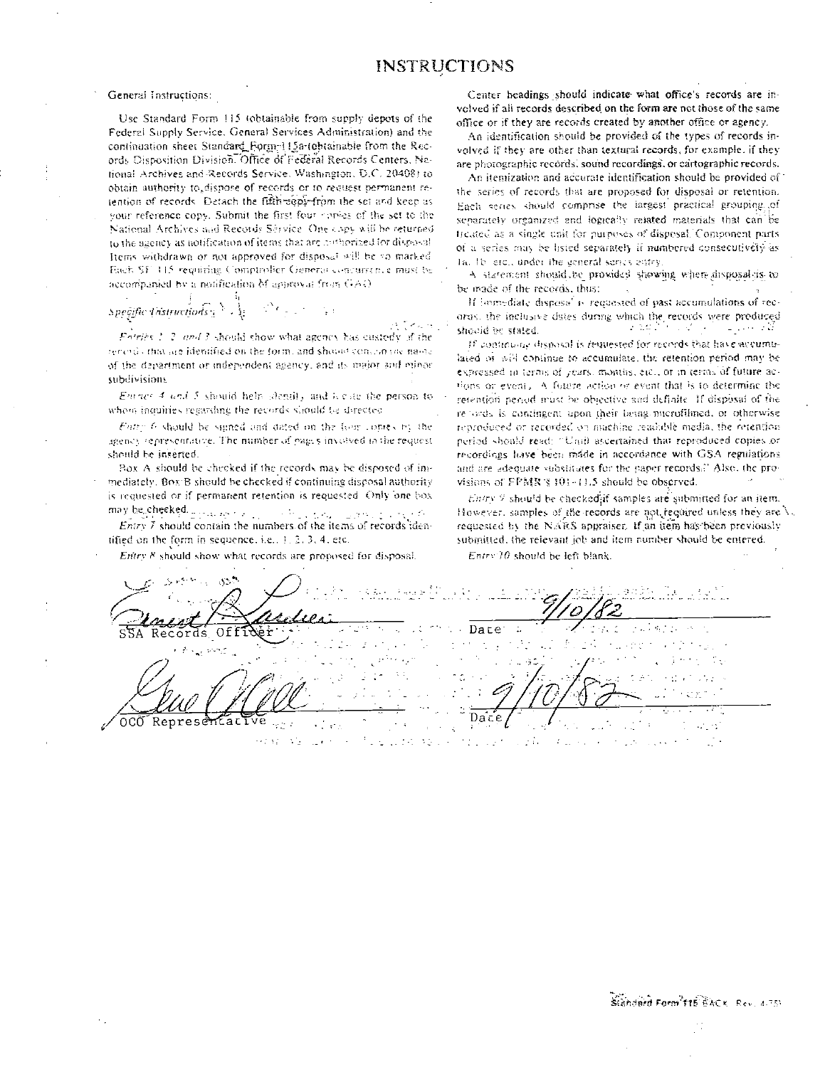// INSTRUCTIONS

General Instructions:

Use Standard Form 115 (obtainable from supply depots of the Federal Supply Service, General Services Administration) and the continuation sheet Standard Form 115a (obtainable from the Records Disposition Division, Office of Federal Records Centers, National Archives and Records Service, Washington, D.C. 20408) to obtain authority to dispose of records or to request permanent retention of records. Detach the fifth copy from the set and keep as your reference copy. Submit the first four copies of the set to the National Archives and Records Service. One copy will be returned to the agency as notification of items that are authorized for disposal. Items withdrawn or not approved for disposal will be so marked. Each SF 115 requiring Comptroller General concurrence must be accompanied by a notification of approval from GAO.

*Specific Instructions:*

*Entries 1, 2, and 3* should show what agency has custody of the records that are identified on the form, and should contain the name of the department or independent agency, and its major and minor subdivisions.

*Entries 4 and 5* should help identify and locate the person to whom inquiries regarding the records should be directed.

*Entry 6* should be signed and dated on the four copies by the agency representative. The number of pages involved in the request should be inserted.

Box A should be checked if the records may be disposed of immediately. Box B should be checked if continuing disposal authority is requested or if permanent retention is requested. Only one box may be checked.

*Entry 7* should contain the numbers of the items of records identified on the form in sequence, i.e., 1, 2, 3, 4, etc.

*Entry 8* should show what records are proposed for disposal.

Center headings should indicate what office's records are involved if all records described on the form are not those of the same office or if they are records created by another office or agency.

An identification should be provided of the types of records involved if they are other than textural records, for example, if they are photographic records, sound recordings, or cartographic records.

An itemization and accurate identification should be provided of the series of records that are proposed for disposal or retention. Each series should comprise the largest practical grouping of separately organized and logically related materials that can be treated as a single unit for purposes of disposal. Component parts of a series may be listed separately if numbered consecutively as 1a, 1b, etc., under the general series entry.

A statement should be provided showing when disposal is to be made of the records, thus:

If immediate disposal is requested of past accumulations of records, the inclusive dates during which the records were produced should be stated.

If continuing disposal is requested for records that have accumulated or will continue to accumulate, the retention period may be expressed in terms of years, months, etc., or in terms of future actions or events. A future action or event that is to determine the retention period must be objective and definite. If disposal of the records is contingent upon their being microfilmed, or otherwise reproduced or recorded on machine readable media, the retention period should read: "Until ascertained that reproduced copies or recordings have been made in accordance with GSA regulations and are adequate substitutes for the paper records." Also, the provisions of FPMR § 101-11.5 should be observed.

*Entry 9* should be checked if samples are submitted for an item. However, samples of the records are not required unless they are requested by the NARS appraiser. If an item has been previously submitted, the relevant job and item number should be entered.

*Entry 10* should be left blank.

SSA Records Officer — Date: 9/10/82

OCO Representative — Date: 9/10/82